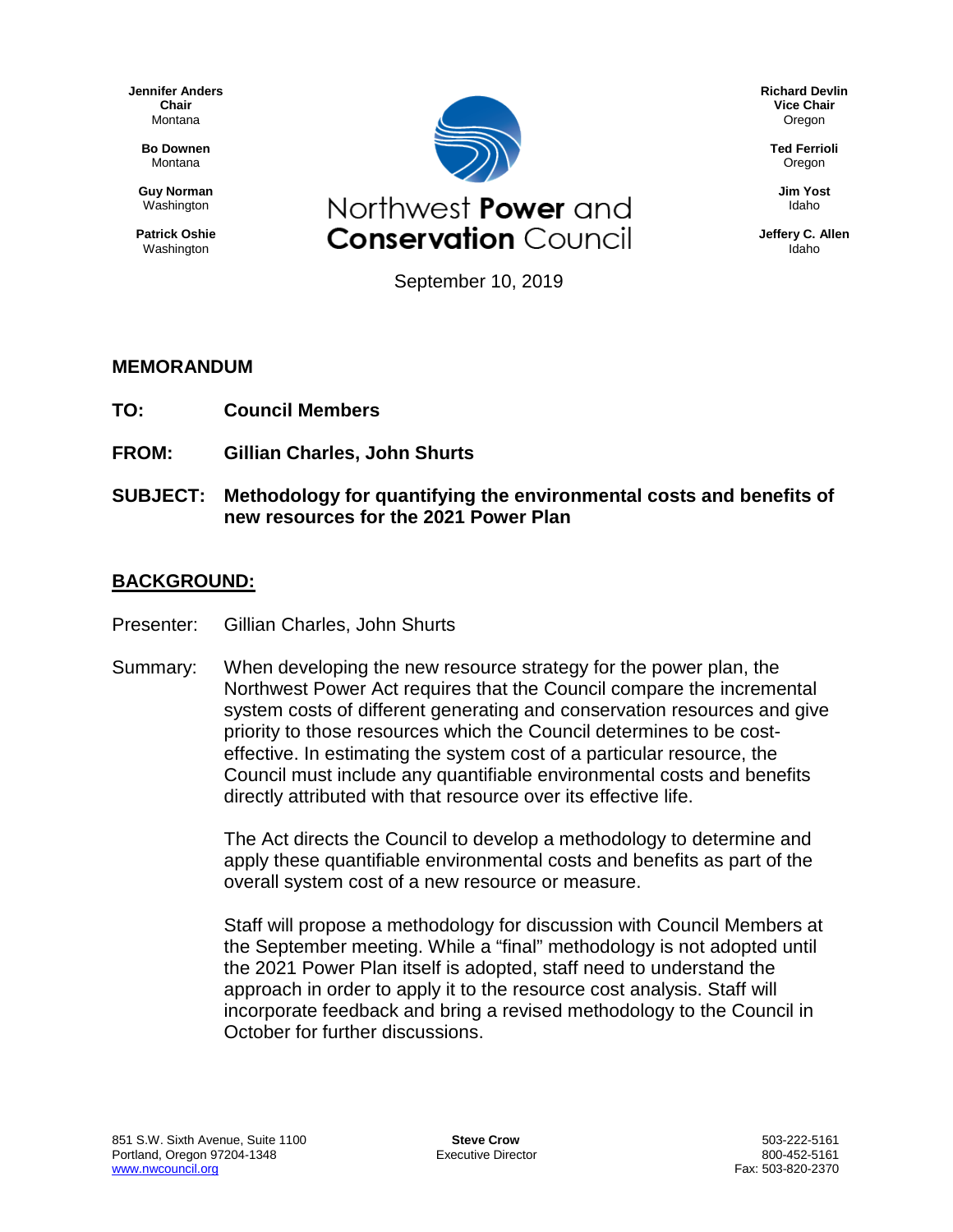**Jennifer Anders**
**Chair**
Montana

**Bo Downen**
Montana

**Guy Norman**
Washington

**Patrick Oshie**
Washington

# Northwest **Power** and **Conservation** Council

**Richard Devlin**
**Vice Chair**
Oregon

**Ted Ferrioli**
Oregon

**Jim Yost**
Idaho

**Jeffery C. Allen**
Idaho

September 10, 2019

## MEMORANDUM

**TO:** **Council Members**

**FROM:** **Gillian Charles, John Shurts**

**SUBJECT:** **Methodology for quantifying the environmental costs and benefits of new resources for the 2021 Power Plan**

## BACKGROUND:

Presenter: Gillian Charles, John Shurts

Summary: When developing the new resource strategy for the power plan, the Northwest Power Act requires that the Council compare the incremental system costs of different generating and conservation resources and give priority to those resources which the Council determines to be cost-effective. In estimating the system cost of a particular resource, the Council must include any quantifiable environmental costs and benefits directly attributed with that resource over its effective life.

The Act directs the Council to develop a methodology to determine and apply these quantifiable environmental costs and benefits as part of the overall system cost of a new resource or measure.

Staff will propose a methodology for discussion with Council Members at the September meeting. While a "final" methodology is not adopted until the 2021 Power Plan itself is adopted, staff need to understand the approach in order to apply it to the resource cost analysis. Staff will incorporate feedback and bring a revised methodology to the Council in October for further discussions.

851 S.W. Sixth Avenue, Suite 1100
Portland, Oregon 97204-1348
www.nwcouncil.org

**Steve Crow**
Executive Director

503-222-5161
800-452-5161
Fax: 503-820-2370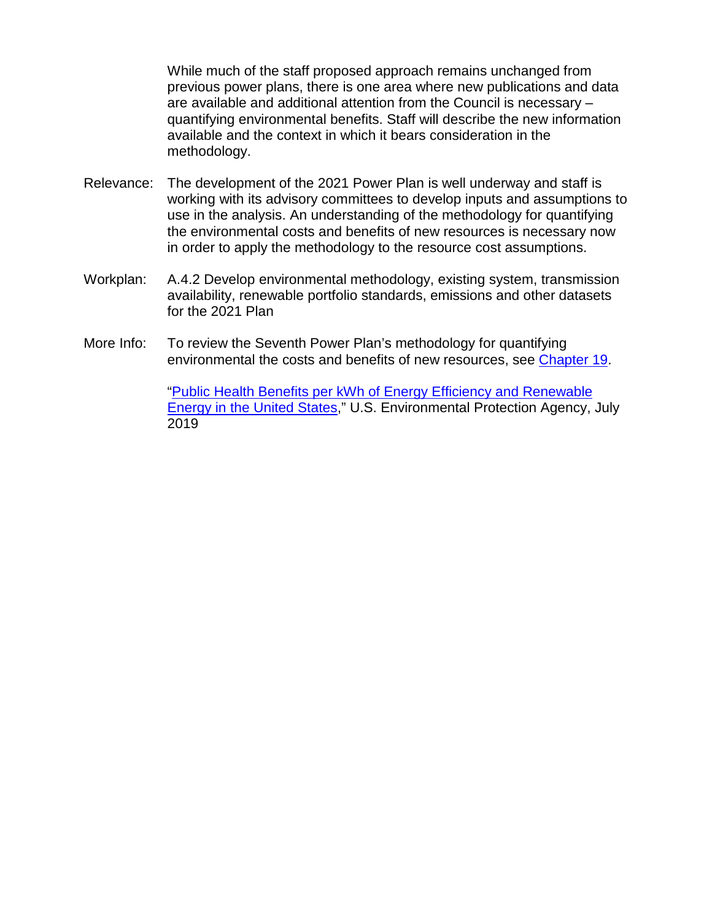While much of the staff proposed approach remains unchanged from previous power plans, there is one area where new publications and data are available and additional attention from the Council is necessary – quantifying environmental benefits. Staff will describe the new information available and the context in which it bears consideration in the methodology.

Relevance: The development of the 2021 Power Plan is well underway and staff is working with its advisory committees to develop inputs and assumptions to use in the analysis. An understanding of the methodology for quantifying the environmental costs and benefits of new resources is necessary now in order to apply the methodology to the resource cost assumptions.

Workplan: A.4.2 Develop environmental methodology, existing system, transmission availability, renewable portfolio standards, emissions and other datasets for the 2021 Plan

More Info: To review the Seventh Power Plan's methodology for quantifying environmental the costs and benefits of new resources, see Chapter 19.

"Public Health Benefits per kWh of Energy Efficiency and Renewable Energy in the United States," U.S. Environmental Protection Agency, July 2019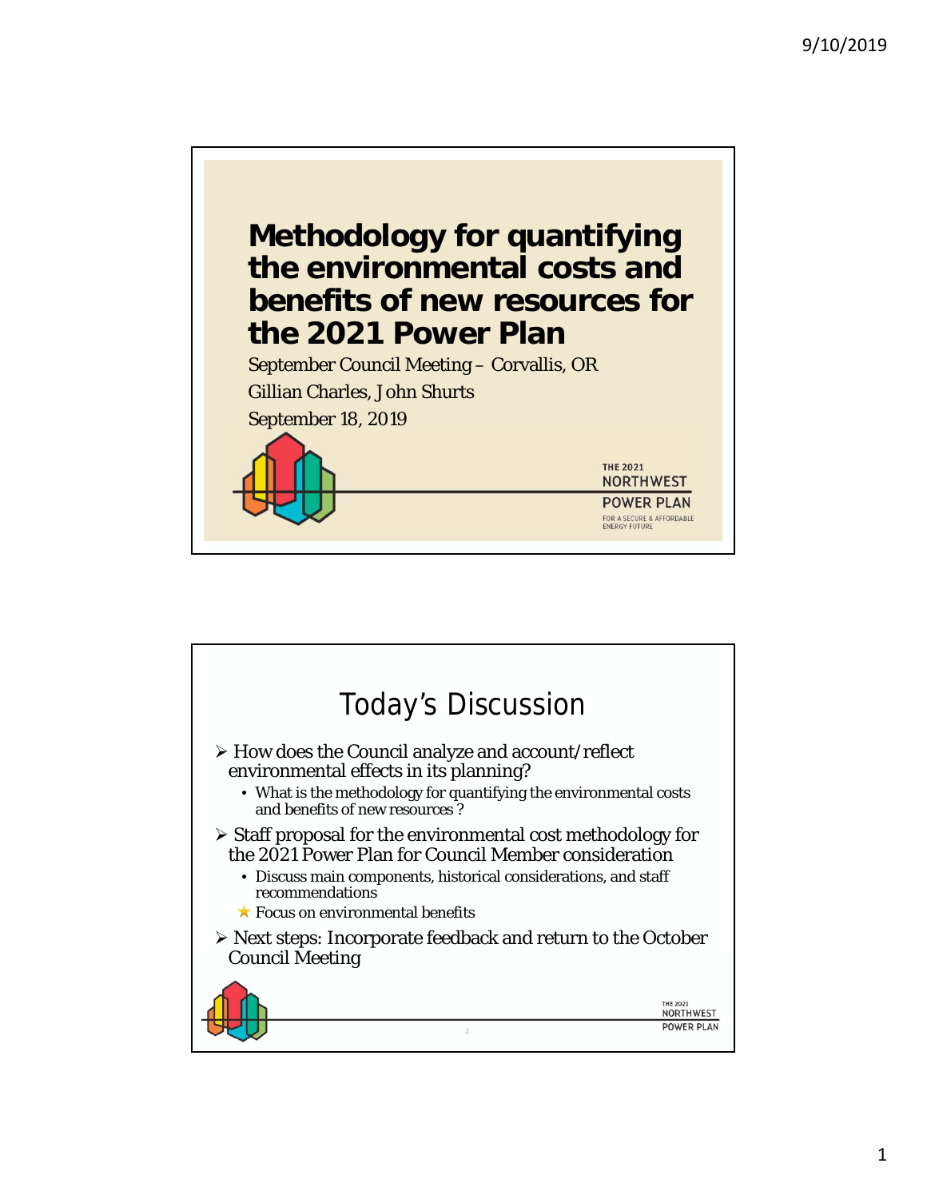# Methodology for quantifying the environmental costs and benefits of new resources for the 2021 Power Plan

September Council Meeting – Corvallis, OR

Gillian Charles, John Shurts

September 18, 2019

THE 2021 NORTHWEST POWER PLAN

FOR A SECURE & AFFORDABLE ENERGY FUTURE

## Today's Discussion

- How does the Council analyze and account/reflect environmental effects in its planning?
  - What is the methodology for quantifying the environmental costs and benefits of new resources ?
- Staff proposal for the environmental cost methodology for the 2021 Power Plan for Council Member consideration
  - Discuss main components, historical considerations, and staff recommendations
  - ★ Focus on environmental benefits
- Next steps: Incorporate feedback and return to the October Council Meeting

THE 2021 NORTHWEST POWER PLAN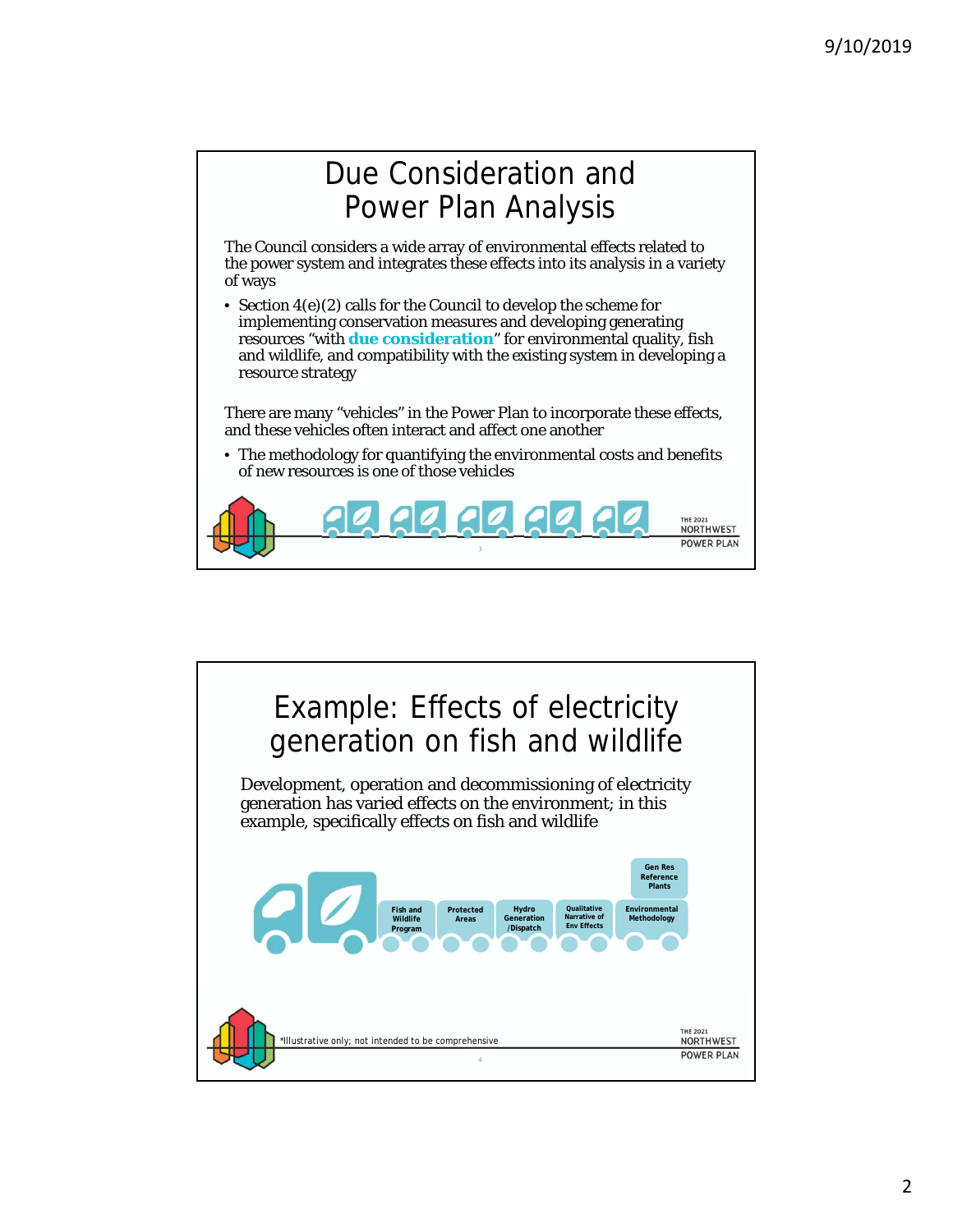# Due Consideration and Power Plan Analysis

The Council considers a wide array of environmental effects related to the power system and integrates these effects into its analysis in a variety of ways

- Section 4(e)(2) calls for the Council to develop the scheme for implementing conservation measures and developing generating resources "with **due consideration**" for environmental quality, fish and wildlife, and compatibility with the existing system in developing a resource strategy

There are many "vehicles" in the Power Plan to incorporate these effects, and these vehicles often interact and affect one another

- The methodology for quantifying the environmental costs and benefits of new resources is one of those vehicles

# Example: Effects of electricity generation on fish and wildlife

Development, operation and decommissioning of electricity generation has varied effects on the environment; in this example, specifically effects on fish and wildlife

Fish and Wildlife Program | Protected Areas | Hydro Generation /Dispatch | Qualitative Narrative of Env Effects | Environmental Methodology | Gen Res Reference Plants

*Illustrative only; not intended to be comprehensive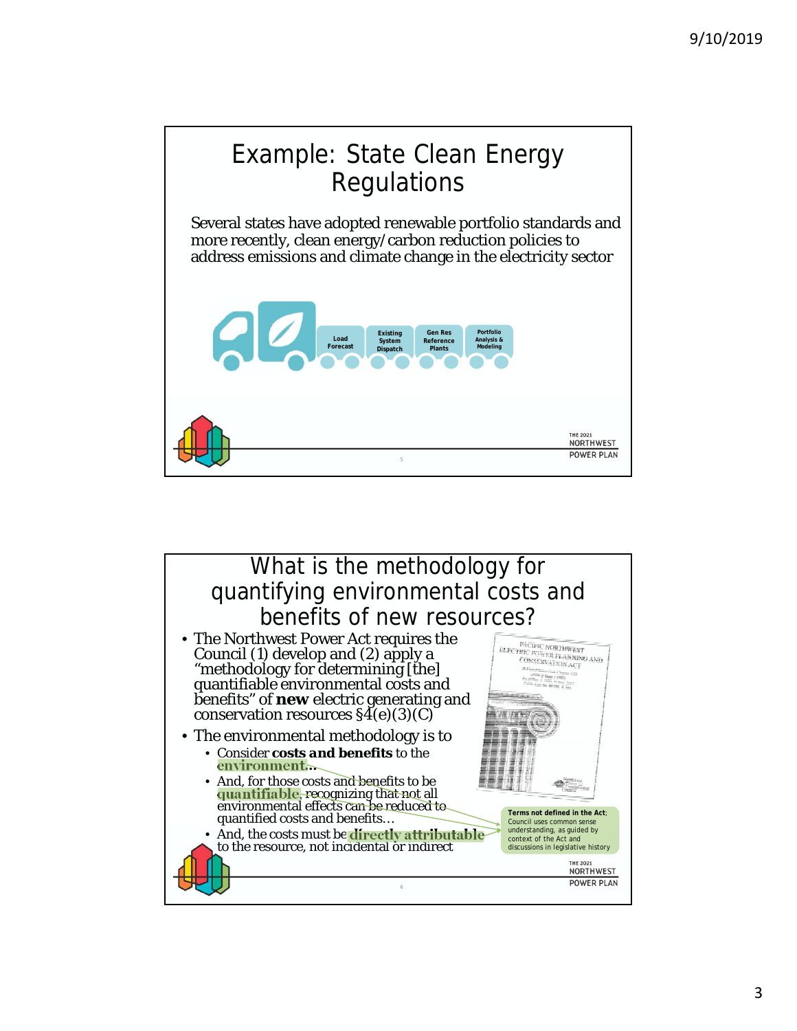# Example: State Clean Energy Regulations

Several states have adopted renewable portfolio standards and more recently, clean energy/carbon reduction policies to address emissions and climate change in the electricity sector

Load Forecast | Existing System Dispatch | Gen Res Reference Plants | Portfolio Analysis & Modeling

# What is the methodology for quantifying environmental costs and benefits of new resources?

- The Northwest Power Act requires the Council (1) develop and (2) apply a "methodology for determining [the] quantifiable environmental costs and benefits" of **new** electric generating and conservation resources §4(e)(3)(C)
- The environmental methodology is to
  - Consider **costs and benefits** to the **environment**…
  - And, for those costs and benefits to be **quantifiable**, recognizing that not all environmental effects can be reduced to quantified costs and benefits…
  - And, the costs must be **directly attributable** to the resource, not incidental or indirect

**Terms not defined in the Act**; Council uses common sense understanding, as guided by context of the Act and discussions in legislative history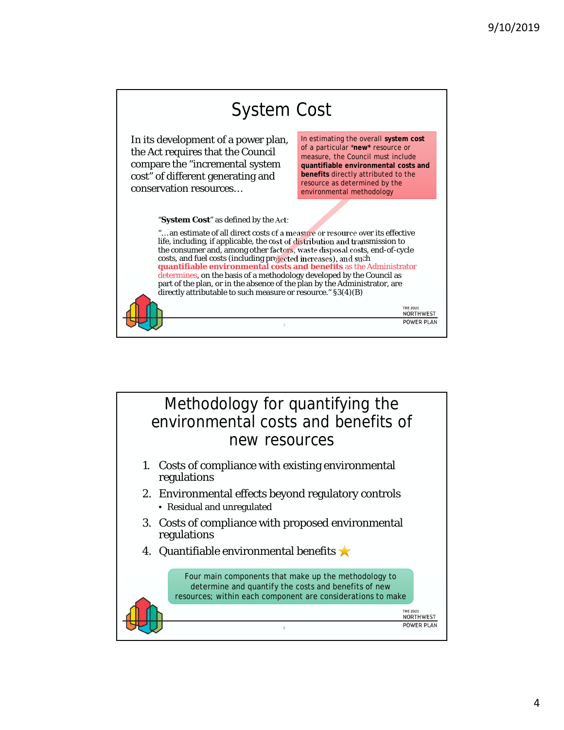## System Cost

In its development of a power plan, the Act requires that the Council compare the "incremental system cost" of different generating and conservation resources…

In estimating the overall **system cost** of a particular ***new*** resource or measure, the Council must include **quantifiable environmental costs and benefits** directly attributed to the resource as determined by the environmental methodology

"**System Cost**" as defined by the Act:

"…an estimate of all direct costs of a measure or resource over its effective life, including, if applicable, the cost of distribution and transmission to the consumer and, among other factors, waste disposal costs, end-of-cycle costs, and fuel costs (including projected increases), and such **quantifiable environmental costs and benefits** as the Administrator determines, on the basis of a methodology developed by the Council as part of the plan, or in the absence of the plan by the Administrator, are directly attributable to such measure or resource." §3(4)(B)

## Methodology for quantifying the environmental costs and benefits of new resources

1. Costs of compliance with existing environmental regulations
2. Environmental effects beyond regulatory controls
   - Residual and unregulated
3. Costs of compliance with proposed environmental regulations
4. Quantifiable environmental benefits ★

Four main components that make up the methodology to determine and quantify the costs and benefits of new resources; within each component are considerations to make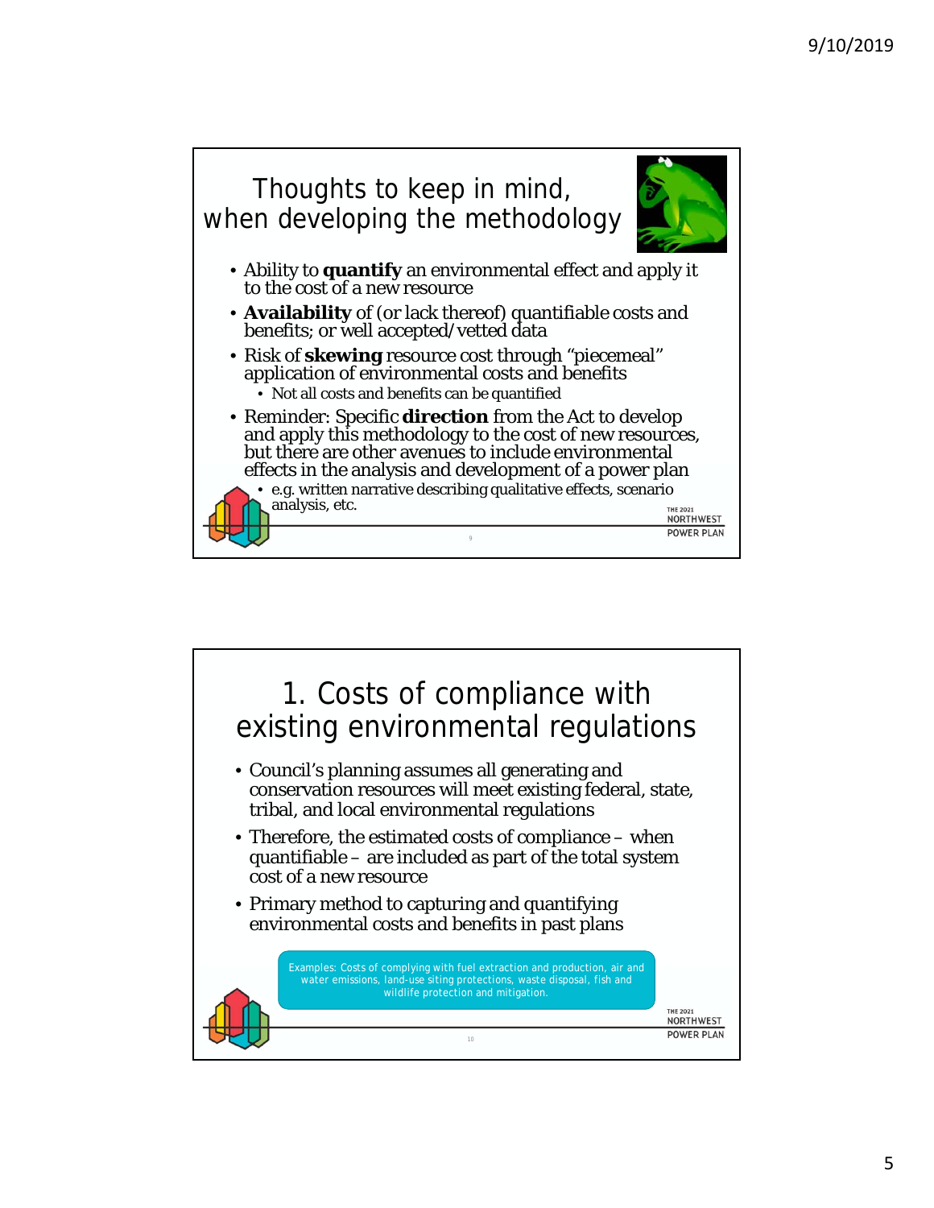## Thoughts to keep in mind, when developing the methodology

- Ability to **quantify** an environmental effect and apply it to the cost of a new resource
- **Availability** of (or lack thereof) quantifiable costs and benefits; or well accepted/vetted data
- Risk of **skewing** resource cost through "piecemeal" application of environmental costs and benefits
  - Not all costs and benefits can be quantified
- Reminder: Specific **direction** from the Act to develop and apply this methodology to the cost of new resources, but there are other avenues to include environmental effects in the analysis and development of a power plan
  - e.g. written narrative describing qualitative effects, scenario analysis, etc.

## 1. Costs of compliance with existing environmental regulations

- Council's planning assumes all generating and conservation resources will meet existing federal, state, tribal, and local environmental regulations
- Therefore, the estimated costs of compliance – when quantifiable – are included as part of the total system cost of a new resource
- Primary method to capturing and quantifying environmental costs and benefits in past plans

Examples: Costs of complying with fuel extraction and production, air and water emissions, land-use siting protections, waste disposal, fish and wildlife protection and mitigation.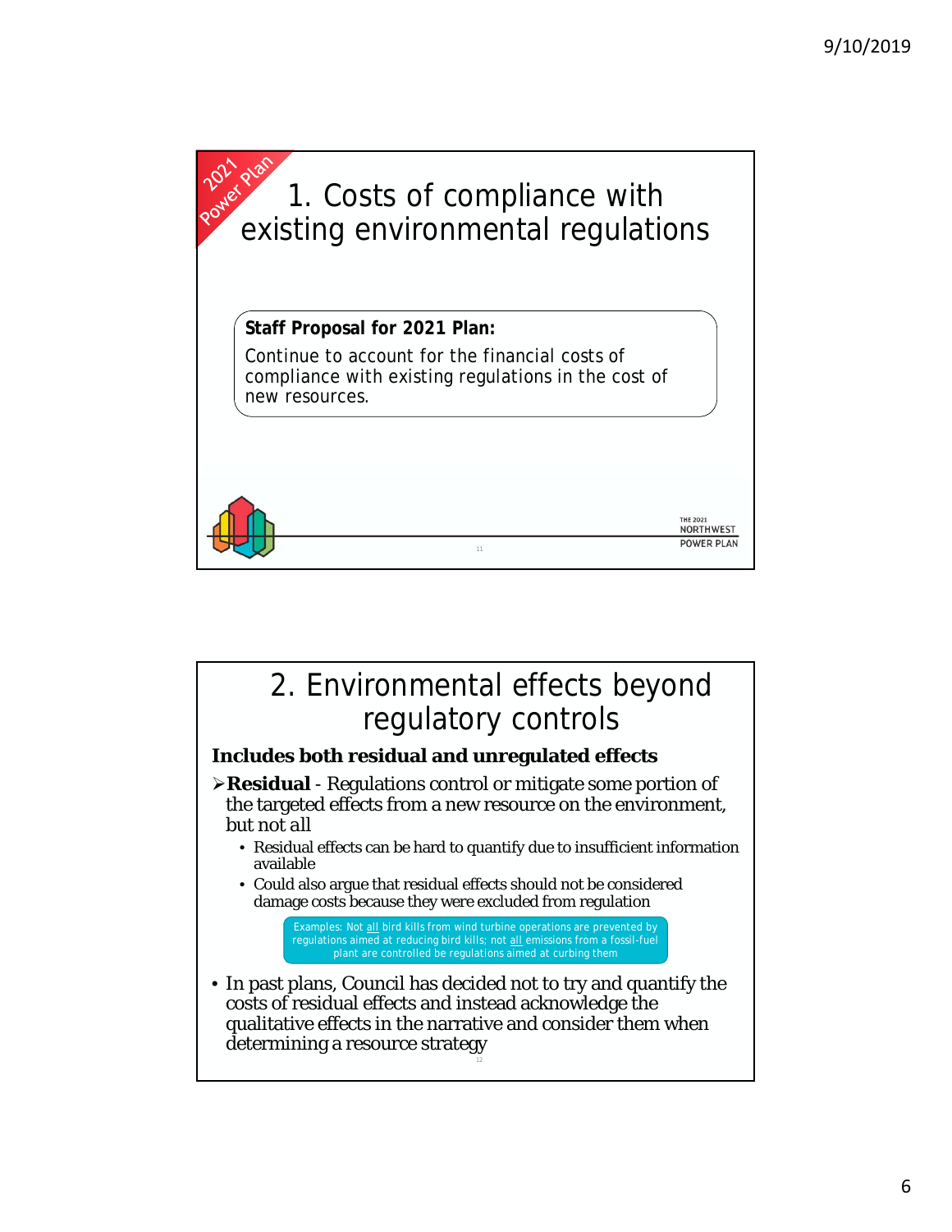## 1. Costs of compliance with existing environmental regulations

**Staff Proposal for 2021 Plan:**

Continue to account for the financial costs of compliance with existing regulations in the cost of new resources.

## 2. Environmental effects beyond regulatory controls

**Includes both residual and unregulated effects**

- **Residual** - Regulations control or mitigate some portion of the targeted effects from a new resource on the environment, but not all
  - Residual effects can be hard to quantify due to insufficient information available
  - Could also argue that residual effects should not be considered damage costs because they were excluded from regulation

Examples: Not all bird kills from wind turbine operations are prevented by regulations aimed at reducing bird kills; not all emissions from a fossil-fuel plant are controlled be regulations aimed at curbing them

- In past plans, Council has decided not to try and quantify the costs of residual effects and instead acknowledge the qualitative effects in the narrative and consider them when determining a resource strategy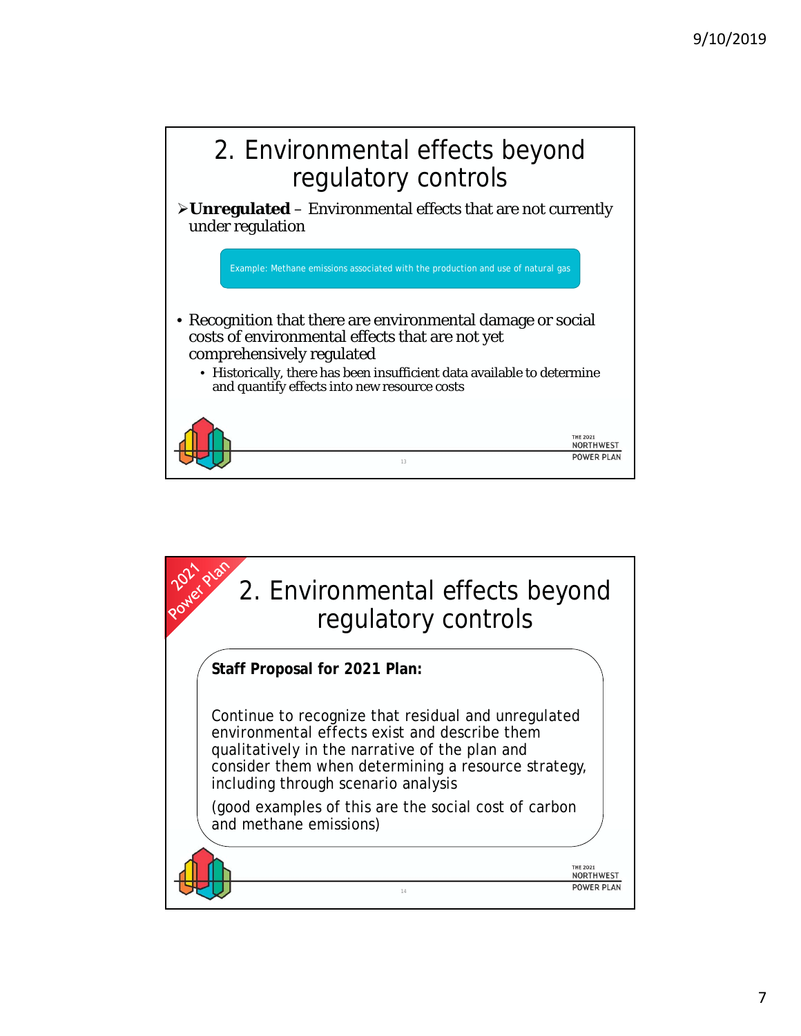## 2. Environmental effects beyond regulatory controls

- **Unregulated** – Environmental effects that are not currently under regulation

Example: Methane emissions associated with the production and use of natural gas

- Recognition that there are environmental damage or social costs of environmental effects that are not yet comprehensively regulated
  - Historically, there has been insufficient data available to determine and quantify effects into new resource costs

## 2. Environmental effects beyond regulatory controls

2021 Power Plan

**Staff Proposal for 2021 Plan:**

Continue to recognize that residual and unregulated environmental effects exist and describe them qualitatively in the narrative of the plan and consider them when determining a resource strategy, including through scenario analysis

(good examples of this are the social cost of carbon and methane emissions)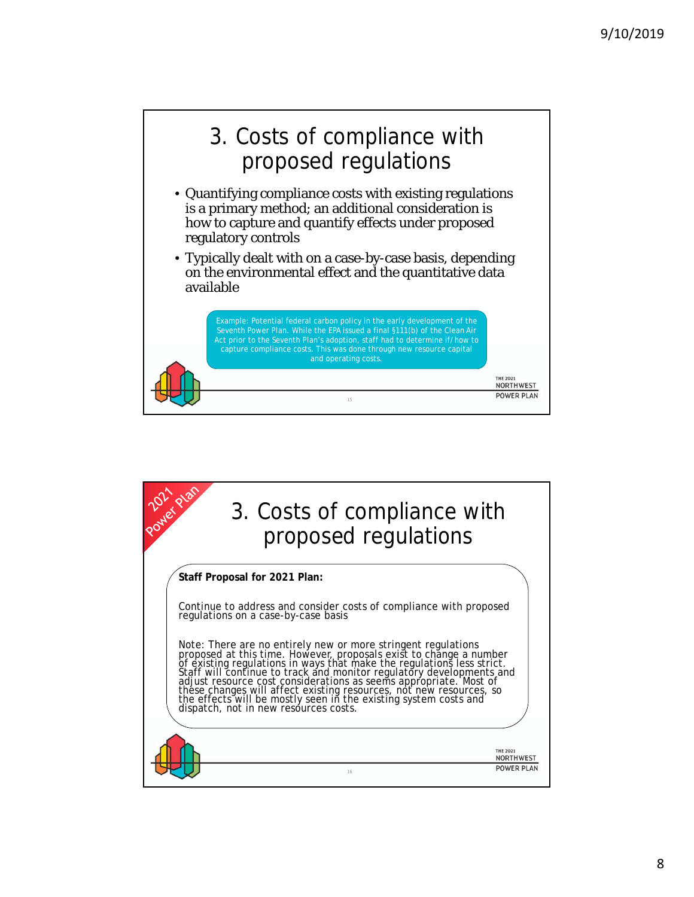# 3. Costs of compliance with proposed regulations

- Quantifying compliance costs with existing regulations is a primary method; an additional consideration is how to capture and quantify effects under proposed regulatory controls
- Typically dealt with on a case-by-case basis, depending on the environmental effect and the quantitative data available

Example: Potential federal carbon policy in the early development of the Seventh Power Plan. While the EPA issued a final §111(b) of the Clean Air Act prior to the Seventh Plan's adoption, staff had to determine if/how to capture compliance costs. This was done through new resource capital and operating costs.

2021 Power Plan

# 3. Costs of compliance with proposed regulations

**Staff Proposal for 2021 Plan:**

Continue to address and consider costs of compliance with proposed regulations on a case-by-case basis

Note: There are no entirely new or more stringent regulations proposed at this time. However, proposals exist to change a number of existing regulations in ways that make the regulations less strict. Staff will continue to track and monitor regulatory developments and adjust resource cost considerations as seems appropriate. Most of these changes will affect existing resources, not new resources, so the effects will be mostly seen in the existing system costs and dispatch, not in new resources costs.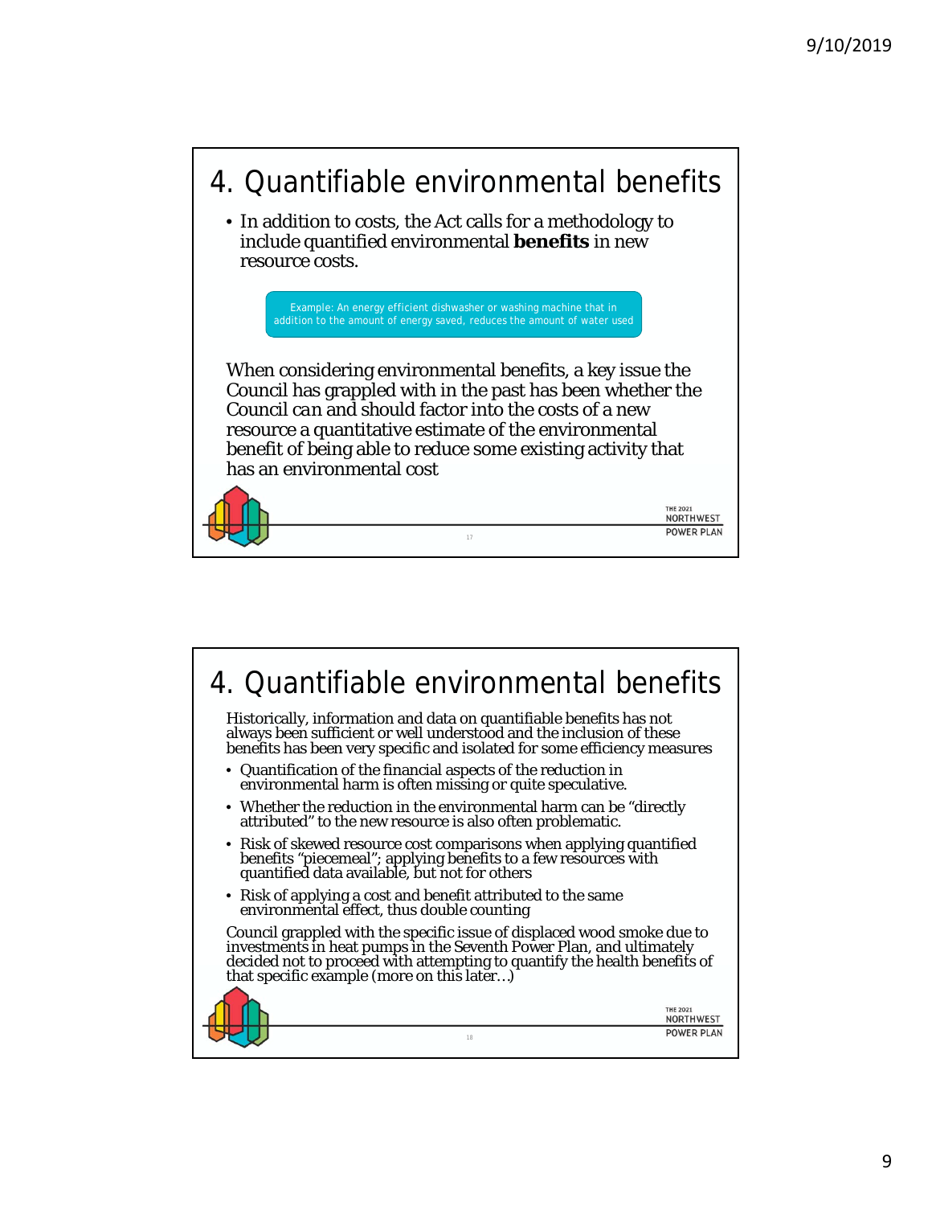# 4. Quantifiable environmental benefits

- In addition to costs, the Act calls for a methodology to include quantified environmental **benefits** in new resource costs.

Example: An energy efficient dishwasher or washing machine that in addition to the amount of energy saved, reduces the amount of water used

When considering environmental benefits, a key issue the Council has grappled with in the past has been whether the Council *can* and should factor into the costs of a new resource a quantitative estimate of the environmental benefit of being able to reduce some existing activity that has an environmental cost

# 4. Quantifiable environmental benefits

Historically, information and data on quantifiable benefits has not always been sufficient or well understood and the inclusion of these benefits has been very specific and isolated for some efficiency measures

- Quantification of the financial aspects of the reduction in environmental harm is often missing or quite speculative.
- Whether the reduction in the environmental harm can be "directly attributed" to the new resource is also often problematic.
- Risk of skewed resource cost comparisons when applying quantified benefits "piecemeal"; applying benefits to a few resources with quantified data available, but not for others
- Risk of applying a cost and benefit attributed to the same environmental effect, thus double counting

Council grappled with the specific issue of displaced wood smoke due to investments in heat pumps in the Seventh Power Plan, and ultimately decided not to proceed with attempting to quantify the health benefits of that specific example (more on this later…)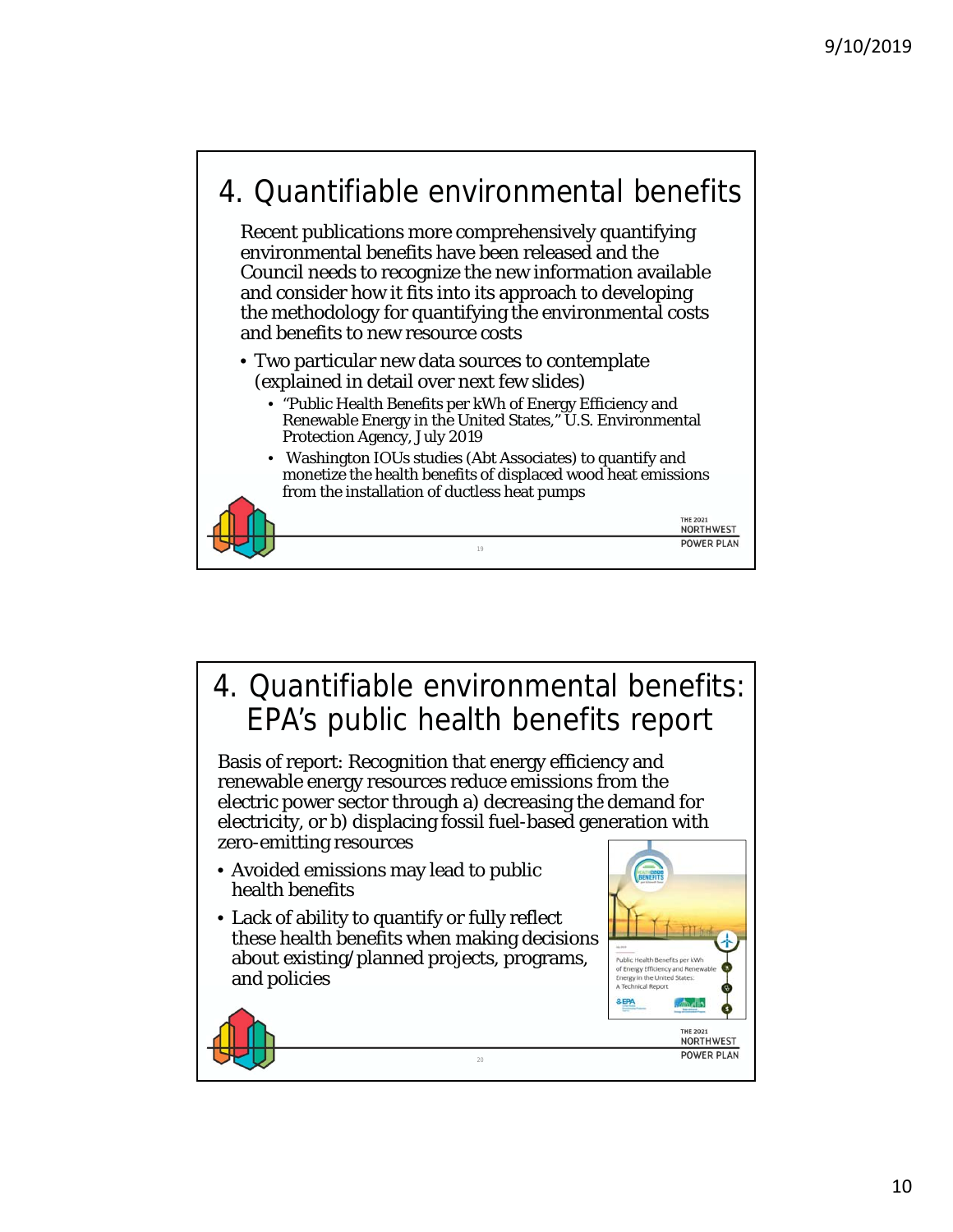# 4. Quantifiable environmental benefits

Recent publications more comprehensively quantifying environmental benefits have been released and the Council needs to recognize the new information available and consider how it fits into its approach to developing the methodology for quantifying the environmental costs and benefits to new resource costs

- Two particular new data sources to contemplate (explained in detail over next few slides)
  - "Public Health Benefits per kWh of Energy Efficiency and Renewable Energy in the United States," U.S. Environmental Protection Agency, July 2019
  - Washington IOUs studies (Abt Associates) to quantify and monetize the health benefits of displaced wood heat emissions from the installation of ductless heat pumps

# 4. Quantifiable environmental benefits: EPA's public health benefits report

Basis of report: Recognition that energy efficiency and renewable energy resources reduce emissions from the electric power sector through a) decreasing the demand for electricity, or b) displacing fossil fuel-based generation with zero-emitting resources

- Avoided emissions may lead to public health benefits
- Lack of ability to quantify or fully reflect these health benefits when making decisions about existing/planned projects, programs, and policies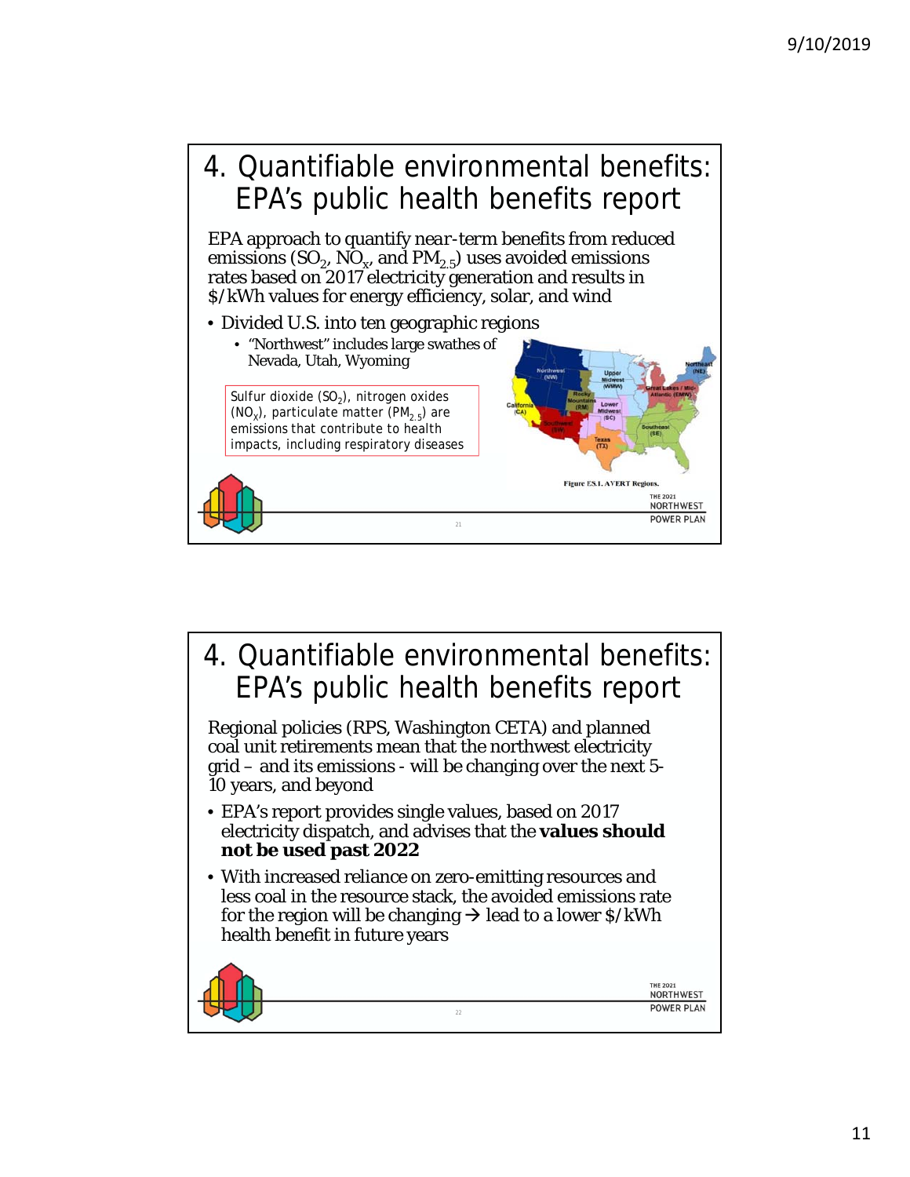# 4. Quantifiable environmental benefits: EPA's public health benefits report

EPA approach to quantify *near-term* benefits from reduced emissions ($SO_2$, $NO_x$, and $PM_{2.5}$) uses avoided emissions rates based on 2017 electricity generation and results in $/kWh values for energy efficiency, solar, and wind

- Divided U.S. into ten geographic regions
  - "Northwest" includes large swathes of Nevada, Utah, Wyoming

Sulfur dioxide ($SO_2$), nitrogen oxides ($NO_X$), particulate matter ($PM_{2.5}$) are emissions that contribute to health impacts, including respiratory diseases

Figure ES.1. AVERT Regions.

# 4. Quantifiable environmental benefits: EPA's public health benefits report

Regional policies (RPS, Washington CETA) and planned coal unit retirements mean that the northwest electricity grid – and its emissions - will be changing over the next 5-10 years, and beyond

- EPA's report provides single values, based on 2017 electricity dispatch, and advises that the **values should not be used past 2022**
- With increased reliance on zero-emitting resources and less coal in the resource stack, the avoided emissions rate for the region will be changing → lead to a lower $/kWh health benefit in future years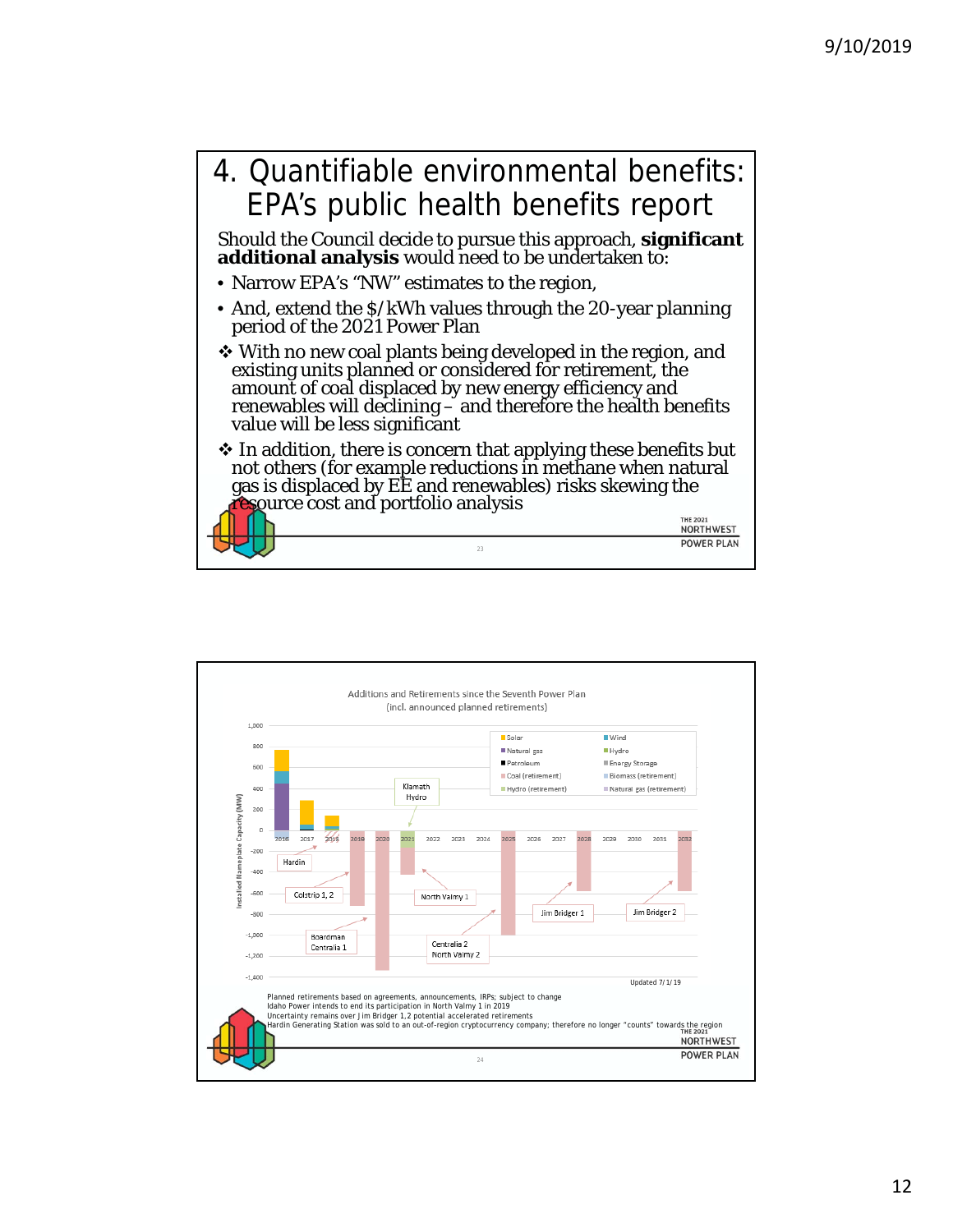# 4. Quantifiable environmental benefits: EPA's public health benefits report

Should the Council decide to pursue this approach, **significant additional analysis** would need to be undertaken to:

- Narrow EPA's "NW" estimates to the region,
- And, extend the $/kWh values through the 20-year planning period of the 2021 Power Plan

❖ With no new coal plants being developed in the region, and existing units planned or considered for retirement, the amount of coal displaced by new energy efficiency and renewables will declining – and therefore the health benefits value will be less significant

❖ In addition, there is concern that applying these benefits but not others (for example reductions in methane when natural gas is displaced by EE and renewables) risks skewing the resource cost and portfolio analysis

---

Additions and Retirements since the Seventh Power Plan
(incl. announced planned retirements)

Legend: Solar, Wind, Natural gas, Hydro, Petroleum, Energy Storage, Coal (retirement), Biomass (retirement), Hydro (retirement), Natural gas (retirement)

Y-axis: Installed Nameplate Capacity (MW)

Labels: Hardin; Colstrip 1, 2; Boardman Centralia 1; Klamath Hydro; North Valmy 1; Centralia 2 North Valmy 2; Jim Bridger 1; Jim Bridger 2

Updated 7/1/19

Planned retirements based on agreements, announcements, IRPs; subject to change
Idaho Power intends to end its participation in North Valmy 1 in 2019
Uncertainty remains over Jim Bridger 1,2 potential accelerated retirements
Hardin Generating Station was sold to an out-of-region cryptocurrency company; therefore no longer "counts" towards the region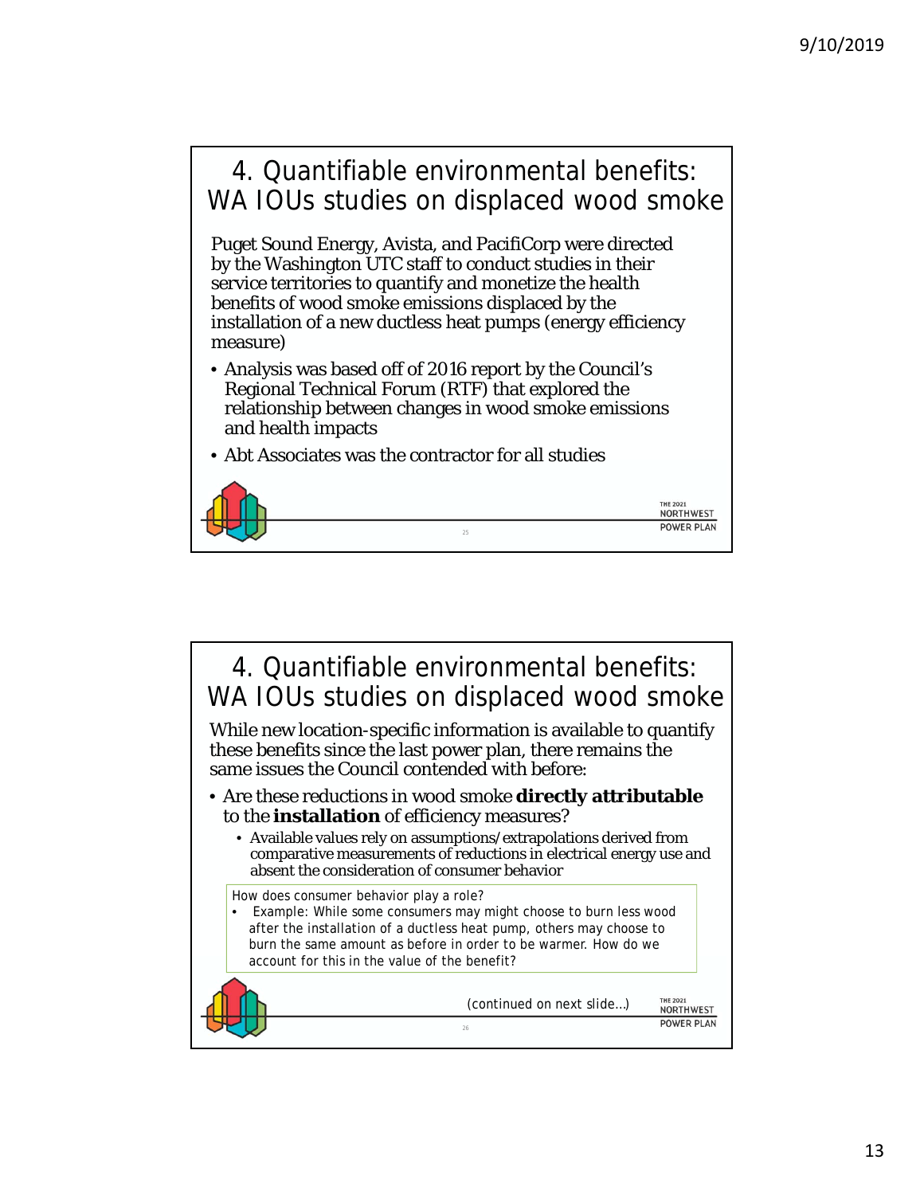# 4. Quantifiable environmental benefits: WA IOUs studies on displaced wood smoke

Puget Sound Energy, Avista, and PacifiCorp were directed by the Washington UTC staff to conduct studies in their service territories to quantify and monetize the health benefits of wood smoke emissions displaced by the installation of a new ductless heat pumps (energy efficiency measure)

- Analysis was based off of 2016 report by the Council's Regional Technical Forum (RTF) that explored the relationship between changes in wood smoke emissions and health impacts
- Abt Associates was the contractor for all studies

# 4. Quantifiable environmental benefits: WA IOUs studies on displaced wood smoke

While new location-specific information is available to quantify these benefits since the last power plan, there remains the same issues the Council contended with before:

- Are these reductions in wood smoke **directly attributable** to the **installation** of efficiency measures?
  - Available values rely on assumptions/extrapolations derived from comparative measurements of reductions in electrical energy use and absent the consideration of consumer behavior

How does consumer behavior play a role?

- Example: While some consumers may might choose to burn less wood after the installation of a ductless heat pump, others may choose to burn the same amount as before in order to be warmer. How do we account for this in the value of the benefit?

(continued on next slide…)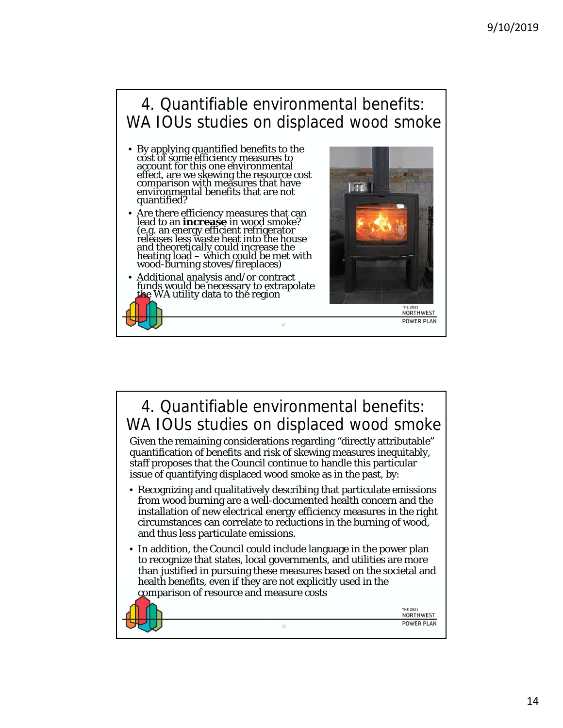## 4. Quantifiable environmental benefits: WA IOUs studies on displaced wood smoke

- By applying quantified benefits to the cost of some efficiency measures to account for this one environmental effect, are we skewing the resource cost comparison with measures that have environmental benefits that are not quantified?
- Are there efficiency measures that can lead to an **increase** in wood smoke? (e.g. an energy efficient refrigerator releases less waste heat into the house and theoretically could increase the heating load – which could be met with wood-burning stoves/fireplaces)
- Additional analysis and/or contract funds would be necessary to extrapolate the WA utility data to the region

## 4. Quantifiable environmental benefits: WA IOUs studies on displaced wood smoke

Given the remaining considerations regarding "directly attributable" quantification of benefits and risk of skewing measures inequitably, staff proposes that the Council continue to handle this particular issue of quantifying displaced wood smoke as in the past, by:

- Recognizing and qualitatively describing that particulate emissions from wood burning are a well-documented health concern and the installation of new electrical energy efficiency measures in the right circumstances can correlate to reductions in the burning of wood, and thus less particulate emissions.
- In addition, the Council could include language in the power plan to recognize that states, local governments, and utilities are more than justified in pursuing these measures based on the societal and health benefits, even if they are not explicitly used in the comparison of resource and measure costs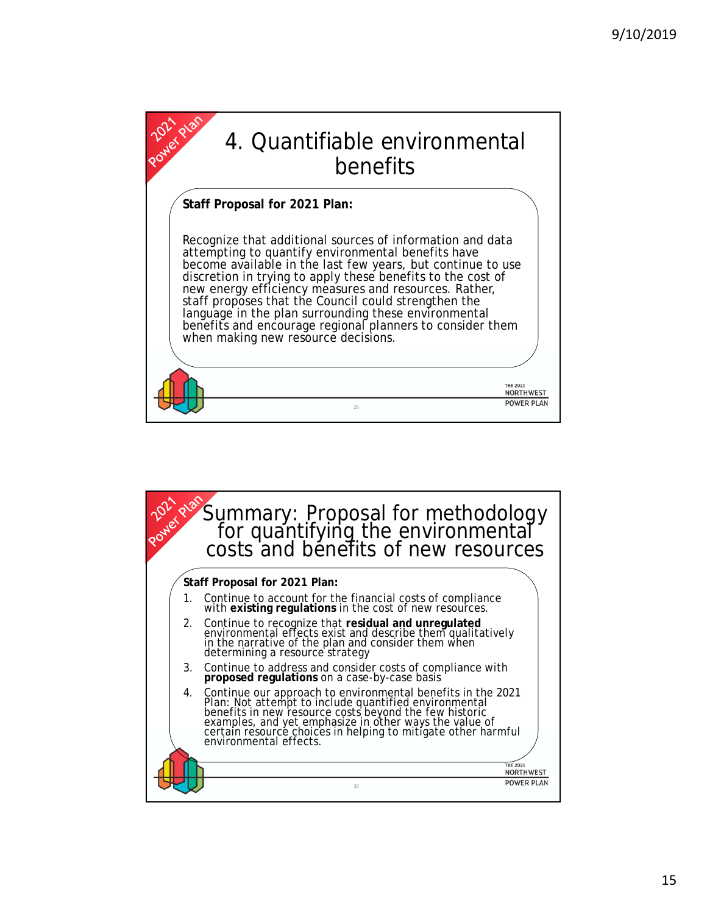# 4. Quantifiable environmental benefits

**Staff Proposal for 2021 Plan:**

Recognize that additional sources of information and data attempting to quantify environmental benefits have become available in the last few years, but continue to use discretion in trying to apply these benefits to the cost of new energy efficiency measures and resources. Rather, staff proposes that the Council could strengthen the language in the plan surrounding these environmental benefits and encourage regional planners to consider them when making new resource decisions.

# Summary: Proposal for methodology for quantifying the environmental costs and benefits of new resources

**Staff Proposal for 2021 Plan:**

1. Continue to account for the financial costs of compliance with **existing regulations** in the cost of new resources.
2. Continue to recognize that **residual and unregulated** environmental effects exist and describe them qualitatively in the narrative of the plan and consider them when determining a resource strategy
3. Continue to address and consider costs of compliance with **proposed regulations** on a case-by-case basis
4. Continue our approach to environmental benefits in the 2021 Plan: Not attempt to include quantified environmental benefits in new resource costs beyond the few historic examples, and yet emphasize in other ways the value of certain resource choices in helping to mitigate other harmful environmental effects.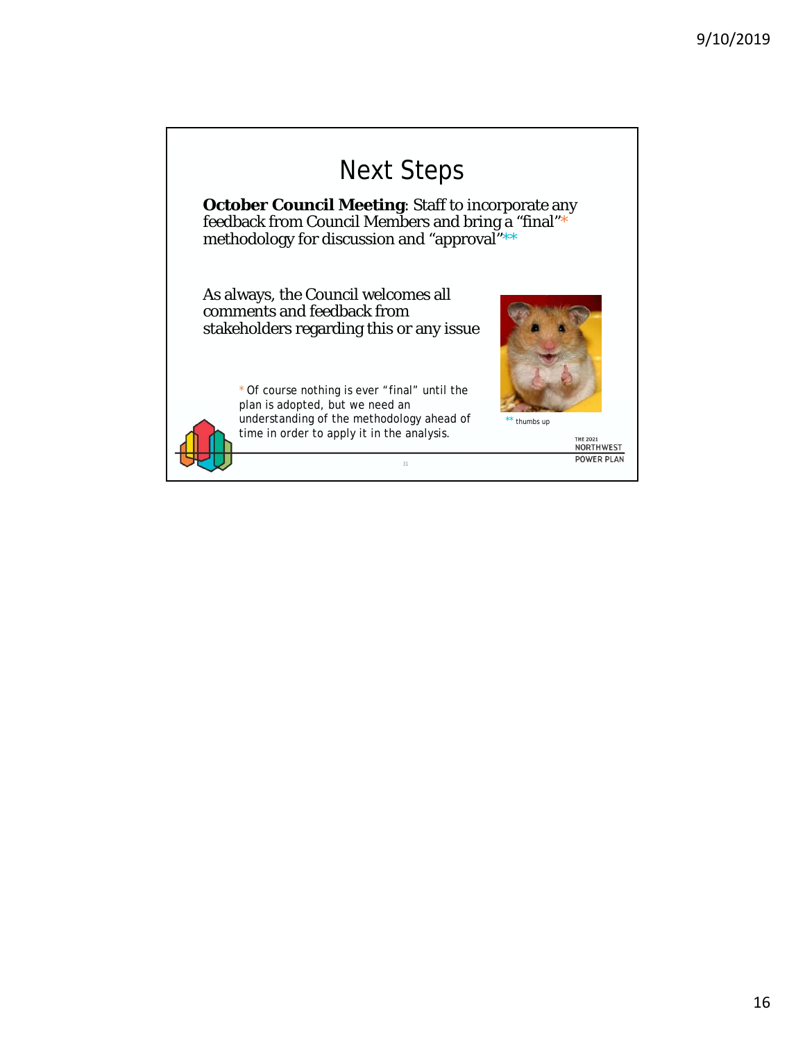# Next Steps

**October Council Meeting**: Staff to incorporate any feedback from Council Members and bring a "final"* methodology for discussion and "approval"**

As always, the Council welcomes all comments and feedback from stakeholders regarding this or any issue

* Of course nothing is ever "final" until the plan is adopted, but we need an understanding of the methodology ahead of time in order to apply it in the analysis.

** thumbs up

THE 2021 NORTHWEST POWER PLAN